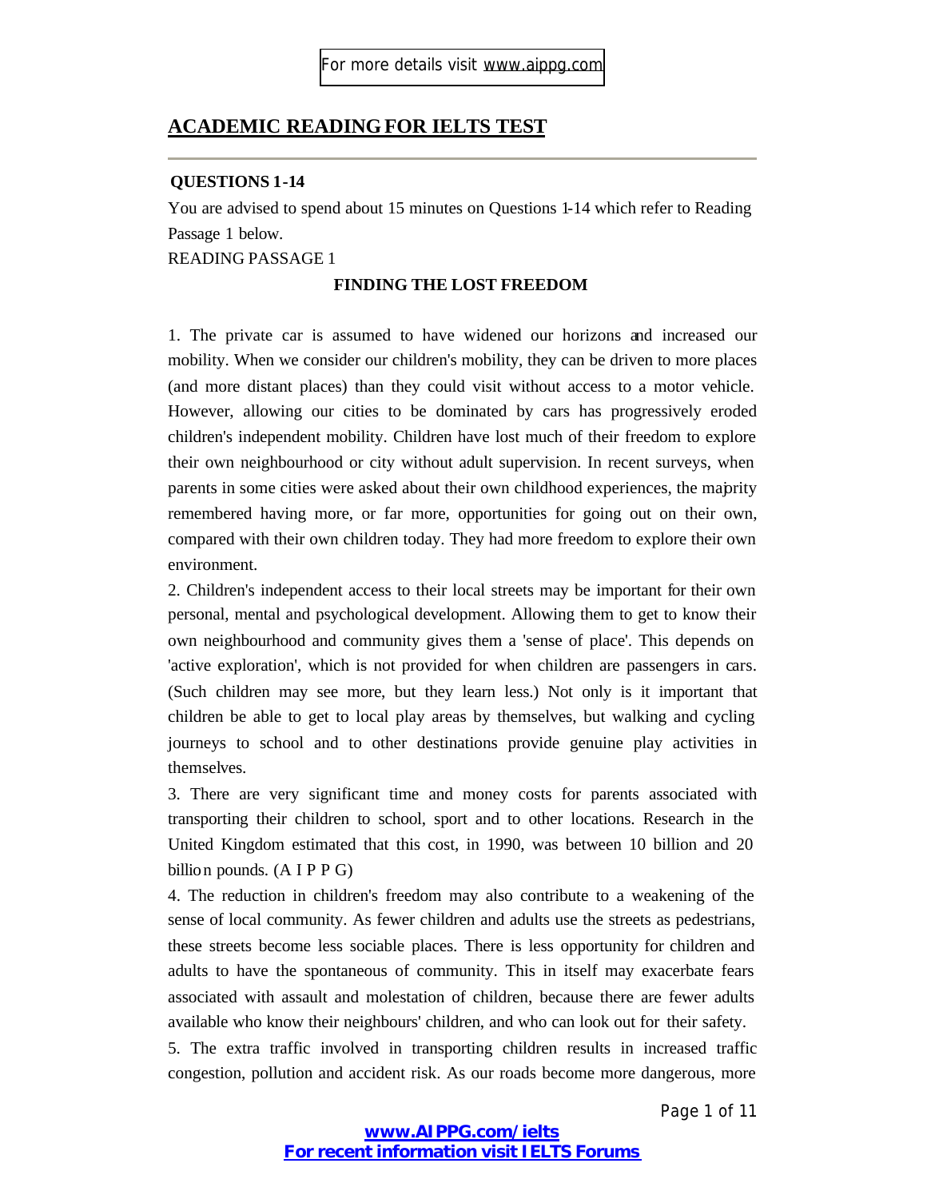# ACADEMIC READING FOR IELTS TEST

**QUESTIONS 1-14**

You are advised to spend about 15 minutes on Questions 1-14 which refer to Reading Passage 1 below.

READING PASSAGE 1

**FINDING THE LOST FREEDOM**

1. The private car is assumed to have widened our horizons and increased our mobility. When we consider our children's mobility, they can be driven to more places (and more distant places) than they could visit without access to a motor vehicle. However, allowing our cities to be dominated by cars has progressively eroded children's independent mobility. Children have lost much of their freedom to explore their own neighbourhood or city without adult supervision. In recent surveys, when parents in some cities were asked about their own childhood experiences, the majority remembered having more, or far more, opportunities for going out on their own, compared with their own children today. They had more freedom to explore their own environment.

2. Children's independent access to their local streets may be important for their own personal, mental and psychological development. Allowing them to get to know their own neighbourhood and community gives them a 'sense of place'. This depends on 'active exploration', which is not provided for when children are passengers in cars. (Such children may see more, but they learn less.) Not only is it important that children be able to get to local play areas by themselves, but walking and cycling journeys to school and to other destinations provide genuine play activities in themselves.

3. There are very significant time and money costs for parents associated with transporting their children to school, sport and to other locations. Research in the United Kingdom estimated that this cost, in 1990, was between 10 billion and 20 billion pounds. (A I P P G)

4. The reduction in children's freedom may also contribute to a weakening of the sense of local community. As fewer children and adults use the streets as pedestrians, these streets become less sociable places. There is less opportunity for children and adults to have the spontaneous of community. This in itself may exacerbate fears associated with assault and molestation of children, because there are fewer adults available who know their neighbours' children, and who can look out for their safety.

5. The extra traffic involved in transporting children results in increased traffic congestion, pollution and accident risk. As our roads become more dangerous, more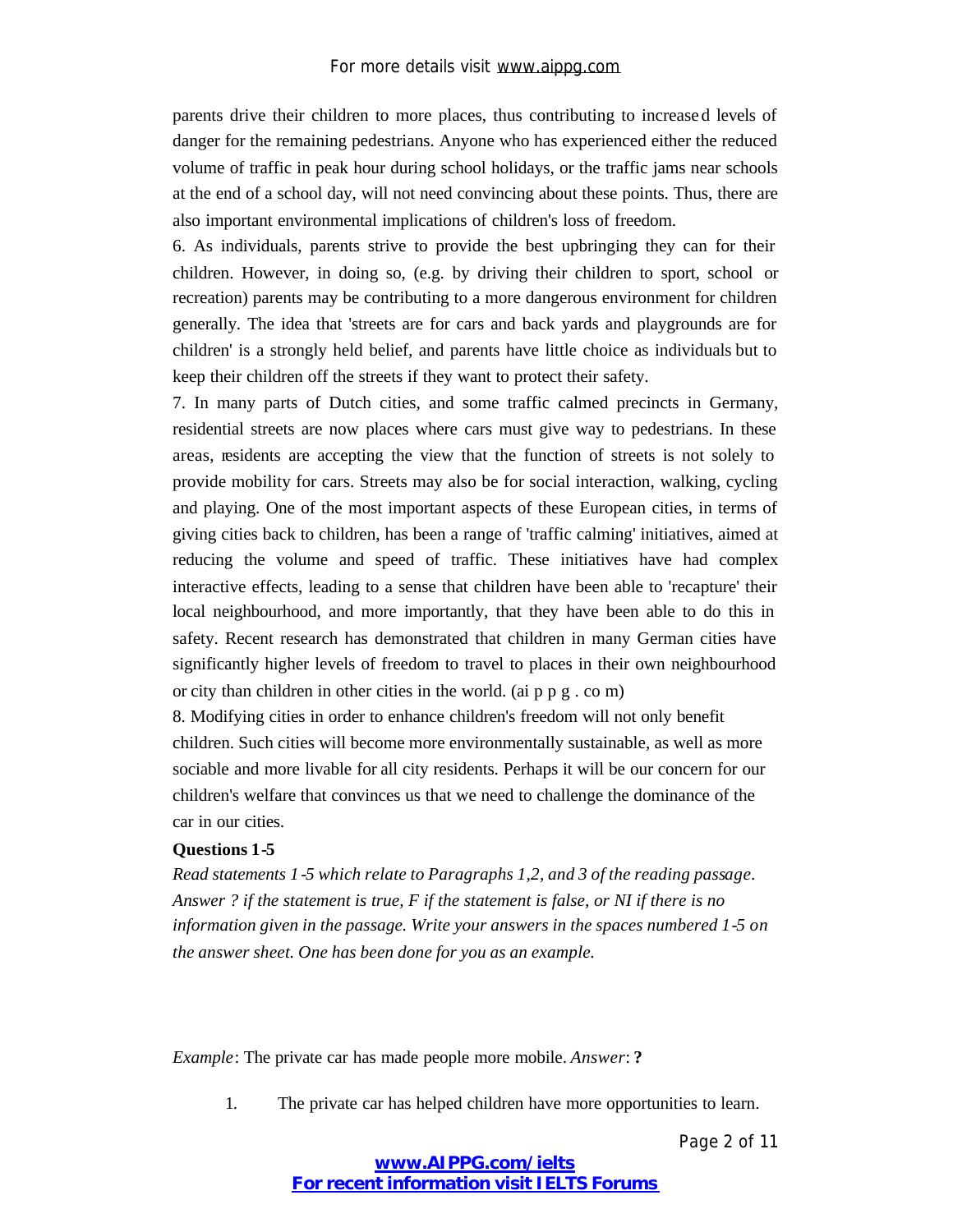parents drive their children to more places, thus contributing to increased levels of danger for the remaining pedestrians. Anyone who has experienced either the reduced volume of traffic in peak hour during school holidays, or the traffic jams near schools at the end of a school day, will not need convincing about these points. Thus, there are also important environmental implications of children's loss of freedom.

6. As individuals, parents strive to provide the best upbringing they can for their children. However, in doing so, (e.g. by driving their children to sport, school or recreation) parents may be contributing to a more dangerous environment for children generally. The idea that 'streets are for cars and back yards and playgrounds are for children' is a strongly held belief, and parents have little choice as individuals but to keep their children off the streets if they want to protect their safety.

7. In many parts of Dutch cities, and some traffic calmed precincts in Germany, residential streets are now places where cars must give way to pedestrians. In these areas, residents are accepting the view that the function of streets is not solely to provide mobility for cars. Streets may also be for social interaction, walking, cycling and playing. One of the most important aspects of these European cities, in terms of giving cities back to children, has been a range of 'traffic calming' initiatives, aimed at reducing the volume and speed of traffic. These initiatives have had complex interactive effects, leading to a sense that children have been able to 'recapture' their local neighbourhood, and more importantly, that they have been able to do this in safety. Recent research has demonstrated that children in many German cities have significantly higher levels of freedom to travel to places in their own neighbourhood or city than children in other cities in the world. (ai p p g . co m)

8. Modifying cities in order to enhance children's freedom will not only benefit children. Such cities will become more environmentally sustainable, as well as more sociable and more livable for all city residents. Perhaps it will be our concern for our children's welfare that convinces us that we need to challenge the dominance of the car in our cities.

**Questions 1-5**

*Read statements 1-5 which relate to Paragraphs 1,2, and 3 of the reading passage. Answer ? if the statement is true, F if the statement is false, or NI if there is no information given in the passage. Write your answers in the spaces numbered 1-5 on the answer sheet. One has been done for you as an example.*

*Example*: The private car has made people more mobile. *Answer*: **?**

1. The private car has helped children have more opportunities to learn.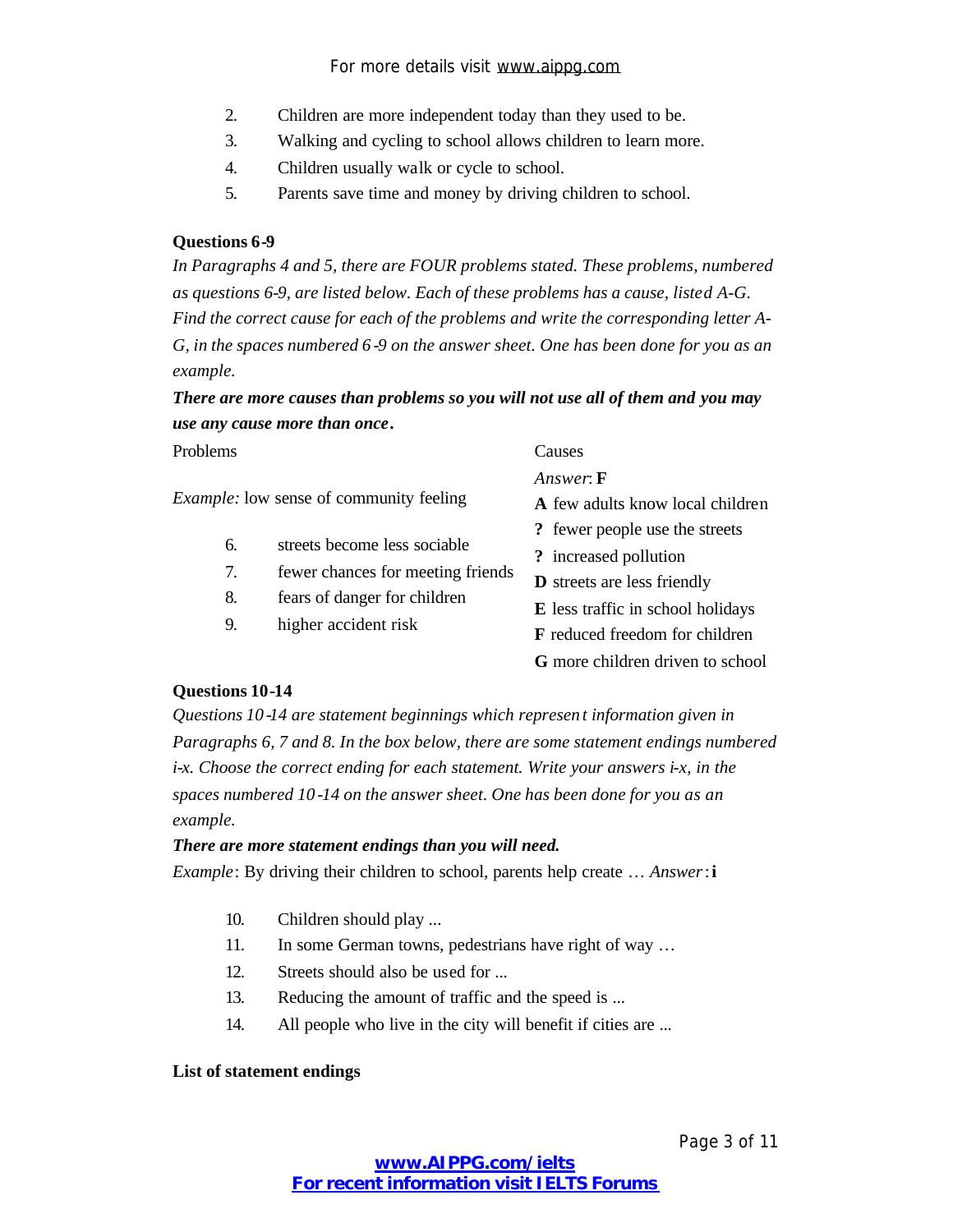2. Children are more independent today than they used to be.
3. Walking and cycling to school allows children to learn more.
4. Children usually walk or cycle to school.
5. Parents save time and money by driving children to school.

**Questions 6-9**

*In Paragraphs 4 and 5, there are FOUR problems stated. These problems, numbered as questions 6-9, are listed below. Each of these problems has a cause, listed A-G. Find the correct cause for each of the problems and write the corresponding letter A-G, in the spaces numbered 6-9 on the answer sheet. One has been done for you as an example.*

***There are more causes than problems so you will not use all of them and you may use any cause more than once.***

Problems

*Example:* low sense of community feeling — *Answer*: **F**

6. streets become less sociable
7. fewer chances for meeting friends
8. fears of danger for children
9. higher accident risk

Causes

**A** few adults know local children
**?** fewer people use the streets
**?** increased pollution
**D** streets are less friendly
**E** less traffic in school holidays
**F** reduced freedom for children
**G** more children driven to school

**Questions 10-14**

*Questions 10-14 are statement beginnings which represent information given in Paragraphs 6, 7 and 8. In the box below, there are some statement endings numbered i-x. Choose the correct ending for each statement. Write your answers i-x, in the spaces numbered 10-14 on the answer sheet. One has been done for you as an example.*

***There are more statement endings than you will need.***

*Example*: By driving their children to school, parents help create … *Answer*: **i**

10. Children should play ...
11. In some German towns, pedestrians have right of way …
12. Streets should also be used for ...
13. Reducing the amount of traffic and the speed is ...
14. All people who live in the city will benefit if cities are ...

**List of statement endings**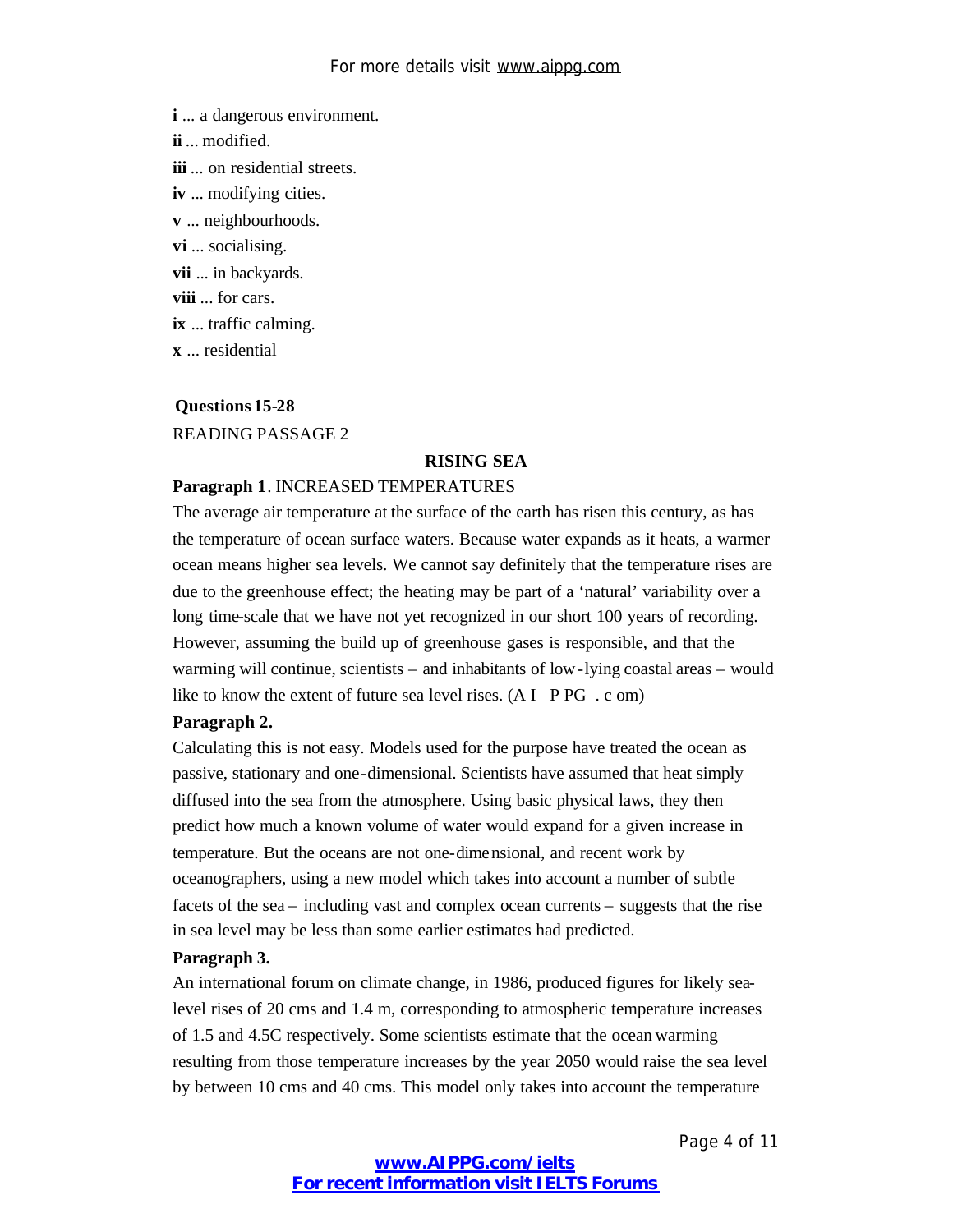**i** ... a dangerous environment.
**ii** ... modified.
**iii** ... on residential streets.
**iv** ... modifying cities.
**v** ... neighbourhoods.
**vi** ... socialising.
**vii** ... in backyards.
**viii** ... for cars.
**ix** ... traffic calming.
**x** ... residential

**Questions 15-28**

READING PASSAGE 2

## RISING SEA

**Paragraph 1**. INCREASED TEMPERATURES

The average air temperature at the surface of the earth has risen this century, as has the temperature of ocean surface waters. Because water expands as it heats, a warmer ocean means higher sea levels. We cannot say definitely that the temperature rises are due to the greenhouse effect; the heating may be part of a 'natural' variability over a long time-scale that we have not yet recognized in our short 100 years of recording. However, assuming the build up of greenhouse gases is responsible, and that the warming will continue, scientists – and inhabitants of low-lying coastal areas – would like to know the extent of future sea level rises. (A I P PG . c om)

**Paragraph 2.**

Calculating this is not easy. Models used for the purpose have treated the ocean as passive, stationary and one-dimensional. Scientists have assumed that heat simply diffused into the sea from the atmosphere. Using basic physical laws, they then predict how much a known volume of water would expand for a given increase in temperature. But the oceans are not one-dimensional, and recent work by oceanographers, using a new model which takes into account a number of subtle facets of the sea – including vast and complex ocean currents – suggests that the rise in sea level may be less than some earlier estimates had predicted.

**Paragraph 3.**

An international forum on climate change, in 1986, produced figures for likely sea-level rises of 20 cms and 1.4 m, corresponding to atmospheric temperature increases of 1.5 and 4.5C respectively. Some scientists estimate that the ocean warming resulting from those temperature increases by the year 2050 would raise the sea level by between 10 cms and 40 cms. This model only takes into account the temperature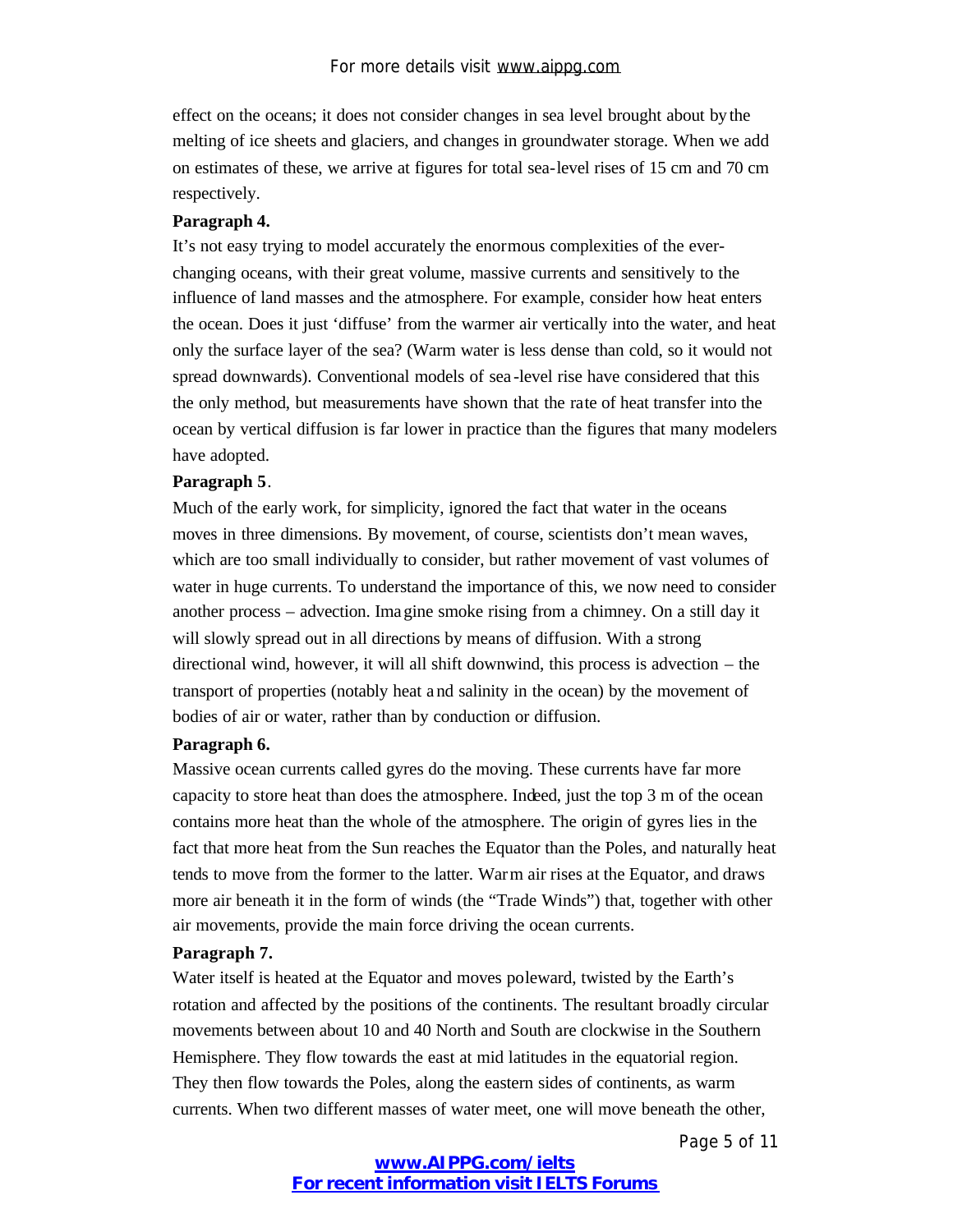effect on the oceans; it does not consider changes in sea level brought about by the melting of ice sheets and glaciers, and changes in groundwater storage. When we add on estimates of these, we arrive at figures for total sea-level rises of 15 cm and 70 cm respectively.

**Paragraph 4.**

It's not easy trying to model accurately the enormous complexities of the ever-changing oceans, with their great volume, massive currents and sensitively to the influence of land masses and the atmosphere. For example, consider how heat enters the ocean. Does it just 'diffuse' from the warmer air vertically into the water, and heat only the surface layer of the sea? (Warm water is less dense than cold, so it would not spread downwards). Conventional models of sea-level rise have considered that this the only method, but measurements have shown that the rate of heat transfer into the ocean by vertical diffusion is far lower in practice than the figures that many modelers have adopted.

**Paragraph 5**.

Much of the early work, for simplicity, ignored the fact that water in the oceans moves in three dimensions. By movement, of course, scientists don't mean waves, which are too small individually to consider, but rather movement of vast volumes of water in huge currents. To understand the importance of this, we now need to consider another process – advection. Imagine smoke rising from a chimney. On a still day it will slowly spread out in all directions by means of diffusion. With a strong directional wind, however, it will all shift downwind, this process is advection – the transport of properties (notably heat and salinity in the ocean) by the movement of bodies of air or water, rather than by conduction or diffusion.

**Paragraph 6.**

Massive ocean currents called gyres do the moving. These currents have far more capacity to store heat than does the atmosphere. Indeed, just the top 3 m of the ocean contains more heat than the whole of the atmosphere. The origin of gyres lies in the fact that more heat from the Sun reaches the Equator than the Poles, and naturally heat tends to move from the former to the latter. Warm air rises at the Equator, and draws more air beneath it in the form of winds (the "Trade Winds") that, together with other air movements, provide the main force driving the ocean currents.

**Paragraph 7.**

Water itself is heated at the Equator and moves poleward, twisted by the Earth's rotation and affected by the positions of the continents. The resultant broadly circular movements between about 10 and 40 North and South are clockwise in the Southern Hemisphere. They flow towards the east at mid latitudes in the equatorial region. They then flow towards the Poles, along the eastern sides of continents, as warm currents. When two different masses of water meet, one will move beneath the other,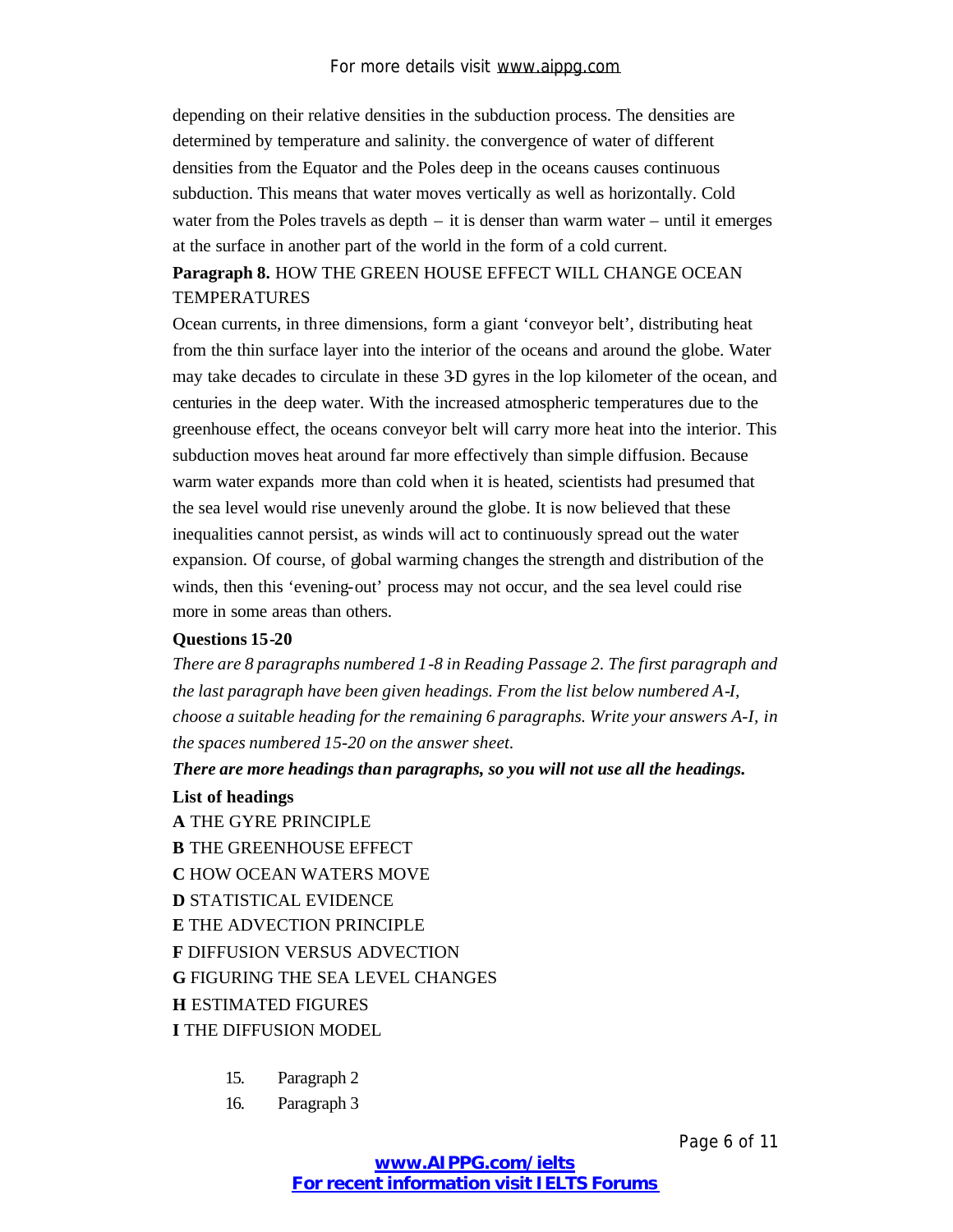depending on their relative densities in the subduction process. The densities are determined by temperature and salinity. the convergence of water of different densities from the Equator and the Poles deep in the oceans causes continuous subduction. This means that water moves vertically as well as horizontally. Cold water from the Poles travels as depth – it is denser than warm water – until it emerges at the surface in another part of the world in the form of a cold current.

**Paragraph 8.** HOW THE GREEN HOUSE EFFECT WILL CHANGE OCEAN TEMPERATURES

Ocean currents, in three dimensions, form a giant 'conveyor belt', distributing heat from the thin surface layer into the interior of the oceans and around the globe. Water may take decades to circulate in these 3-D gyres in the lop kilometer of the ocean, and centuries in the deep water. With the increased atmospheric temperatures due to the greenhouse effect, the oceans conveyor belt will carry more heat into the interior. This subduction moves heat around far more effectively than simple diffusion. Because warm water expands more than cold when it is heated, scientists had presumed that the sea level would rise unevenly around the globe. It is now believed that these inequalities cannot persist, as winds will act to continuously spread out the water expansion. Of course, of global warming changes the strength and distribution of the winds, then this 'evening-out' process may not occur, and the sea level could rise more in some areas than others.

**Questions 15-20**

*There are 8 paragraphs numbered 1-8 in Reading Passage 2. The first paragraph and the last paragraph have been given headings. From the list below numbered A-I, choose a suitable heading for the remaining 6 paragraphs. Write your answers A-I, in the spaces numbered 15-20 on the answer sheet.*

***There are more headings than paragraphs, so you will not use all the headings.***

**List of headings**

**A** THE GYRE PRINCIPLE

**B** THE GREENHOUSE EFFECT

**C** HOW OCEAN WATERS MOVE

**D** STATISTICAL EVIDENCE

**E** THE ADVECTION PRINCIPLE

**F** DIFFUSION VERSUS ADVECTION

**G** FIGURING THE SEA LEVEL CHANGES

**H** ESTIMATED FIGURES

**I** THE DIFFUSION MODEL

15. Paragraph 2
16. Paragraph 3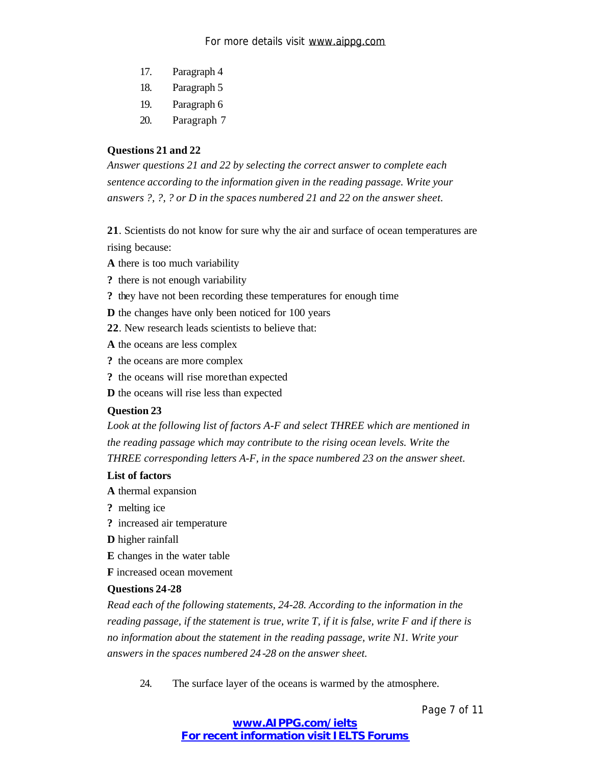17. Paragraph 4
18. Paragraph 5
19. Paragraph 6
20. Paragraph 7

**Questions 21 and 22**

*Answer questions 21 and 22 by selecting the correct answer to complete each sentence according to the information given in the reading passage. Write your answers ?, ?, ? or D in the spaces numbered 21 and 22 on the answer sheet.*

**21**. Scientists do not know for sure why the air and surface of ocean temperatures are rising because:

**A** there is too much variability
**?** there is not enough variability
**?** they have not been recording these temperatures for enough time
**D** the changes have only been noticed for 100 years

**22**. New research leads scientists to believe that:

**A** the oceans are less complex
**?** the oceans are more complex
**?** the oceans will rise more than expected
**D** the oceans will rise less than expected

**Question 23**

*Look at the following list of factors A-F and select THREE which are mentioned in the reading passage which may contribute to the rising ocean levels. Write the THREE corresponding letters A-F, in the space numbered 23 on the answer sheet.*

**List of factors**

**A** thermal expansion
**?** melting ice
**?** increased air temperature
**D** higher rainfall
**E** changes in the water table
**F** increased ocean movement

**Questions 24-28**

*Read each of the following statements, 24-28. According to the information in the reading passage, if the statement is true, write T, if it is false, write F and if there is no information about the statement in the reading passage, write N1. Write your answers in the spaces numbered 24-28 on the answer sheet.*

24. The surface layer of the oceans is warmed by the atmosphere.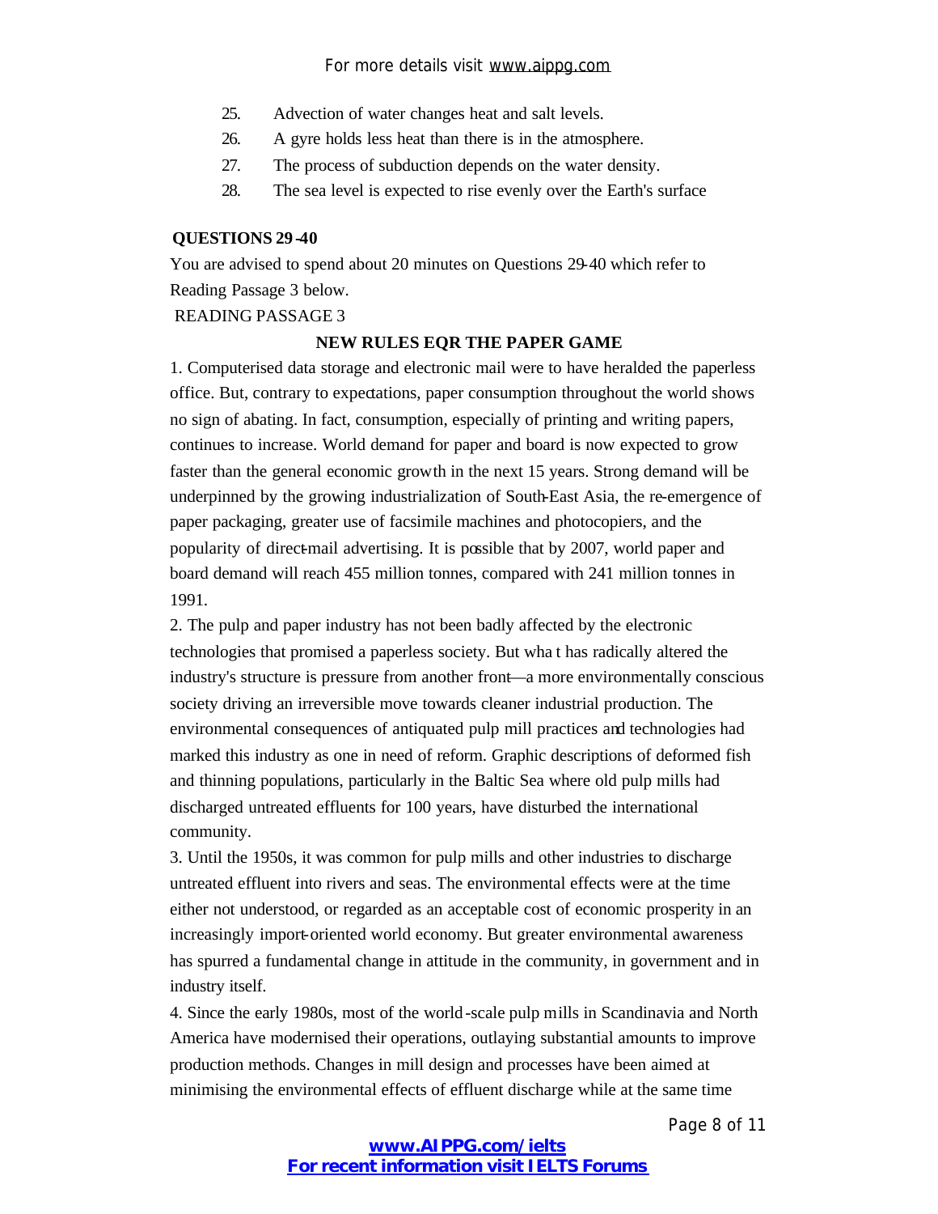25. Advection of water changes heat and salt levels.
26. A gyre holds less heat than there is in the atmosphere.
27. The process of subduction depends on the water density.
28. The sea level is expected to rise evenly over the Earth's surface

**QUESTIONS 29-40**

You are advised to spend about 20 minutes on Questions 29-40 which refer to Reading Passage 3 below.

READING PASSAGE 3

**NEW RULES EQR THE PAPER GAME**

1. Computerised data storage and electronic mail were to have heralded the paperless office. But, contrary to expectations, paper consumption throughout the world shows no sign of abating. In fact, consumption, especially of printing and writing papers, continues to increase. World demand for paper and board is now expected to grow faster than the general economic growth in the next 15 years. Strong demand will be underpinned by the growing industrialization of South-East Asia, the re-emergence of paper packaging, greater use of facsimile machines and photocopiers, and the popularity of direct-mail advertising. It is possible that by 2007, world paper and board demand will reach 455 million tonnes, compared with 241 million tonnes in 1991.

2. The pulp and paper industry has not been badly affected by the electronic technologies that promised a paperless society. But wha t has radically altered the industry's structure is pressure from another front—a more environmentally conscious society driving an irreversible move towards cleaner industrial production. The environmental consequences of antiquated pulp mill practices and technologies had marked this industry as one in need of reform. Graphic descriptions of deformed fish and thinning populations, particularly in the Baltic Sea where old pulp mills had discharged untreated effluents for 100 years, have disturbed the international community.

3. Until the 1950s, it was common for pulp mills and other industries to discharge untreated effluent into rivers and seas. The environmental effects were at the time either not understood, or regarded as an acceptable cost of economic prosperity in an increasingly import-oriented world economy. But greater environmental awareness has spurred a fundamental change in attitude in the community, in government and in industry itself.

4. Since the early 1980s, most of the world-scale pulp mills in Scandinavia and North America have modernised their operations, outlaying substantial amounts to improve production methods. Changes in mill design and processes have been aimed at minimising the environmental effects of effluent discharge while at the same time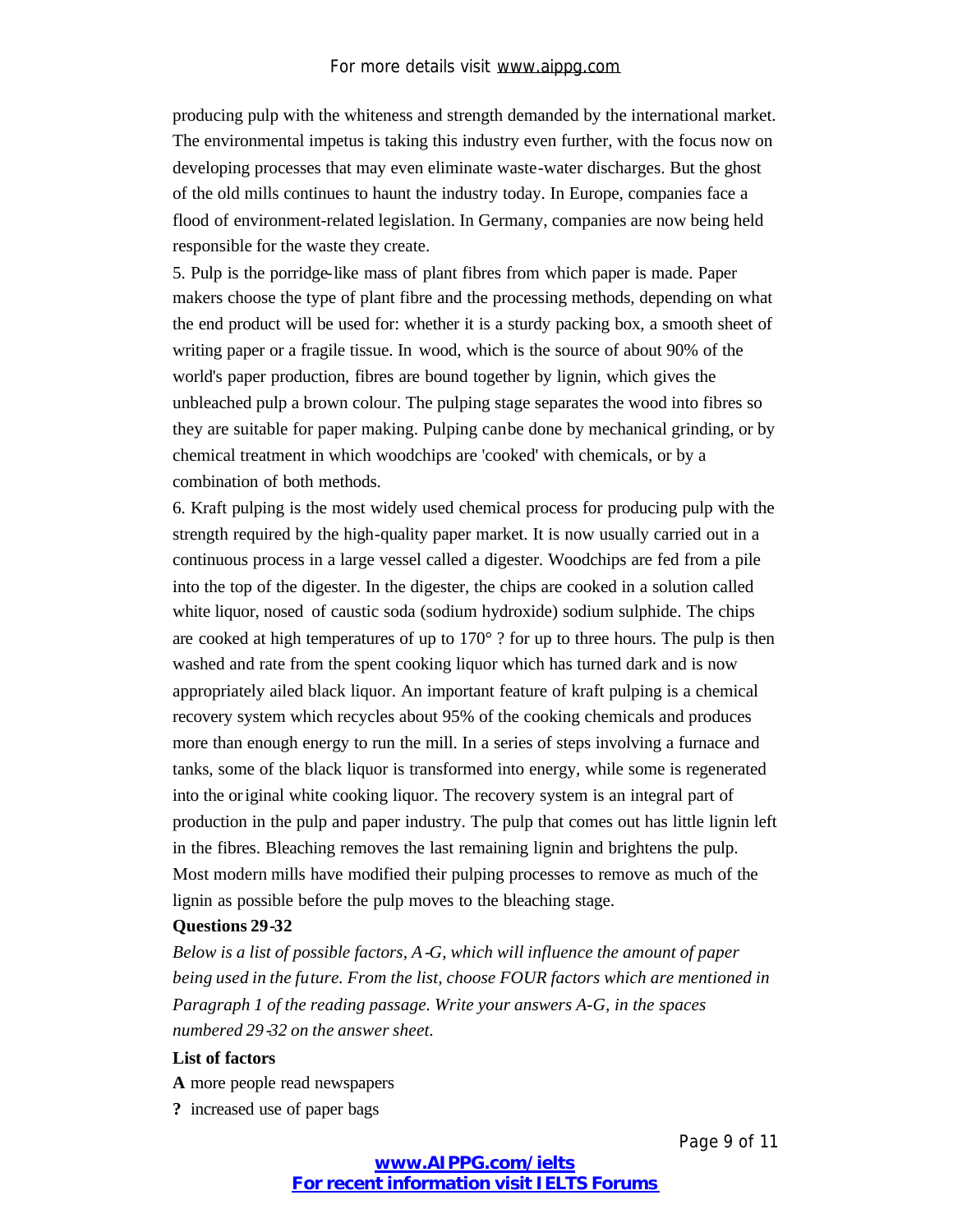producing pulp with the whiteness and strength demanded by the international market. The environmental impetus is taking this industry even further, with the focus now on developing processes that may even eliminate waste-water discharges. But the ghost of the old mills continues to haunt the industry today. In Europe, companies face a flood of environment-related legislation. In Germany, companies are now being held responsible for the waste they create.

5. Pulp is the porridge-like mass of plant fibres from which paper is made. Paper makers choose the type of plant fibre and the processing methods, depending on what the end product will be used for: whether it is a sturdy packing box, a smooth sheet of writing paper or a fragile tissue. In wood, which is the source of about 90% of the world's paper production, fibres are bound together by lignin, which gives the unbleached pulp a brown colour. The pulping stage separates the wood into fibres so they are suitable for paper making. Pulping canbe done by mechanical grinding, or by chemical treatment in which woodchips are 'cooked' with chemicals, or by a combination of both methods.

6. Kraft pulping is the most widely used chemical process for producing pulp with the strength required by the high-quality paper market. It is now usually carried out in a continuous process in a large vessel called a digester. Woodchips are fed from a pile into the top of the digester. In the digester, the chips are cooked in a solution called white liquor, nosed of caustic soda (sodium hydroxide) sodium sulphide. The chips are cooked at high temperatures of up to 170° ? for up to three hours. The pulp is then washed and rate from the spent cooking liquor which has turned dark and is now appropriately ailed black liquor. An important feature of kraft pulping is a chemical recovery system which recycles about 95% of the cooking chemicals and produces more than enough energy to run the mill. In a series of steps involving a furnace and tanks, some of the black liquor is transformed into energy, while some is regenerated into the original white cooking liquor. The recovery system is an integral part of production in the pulp and paper industry. The pulp that comes out has little lignin left in the fibres. Bleaching removes the last remaining lignin and brightens the pulp. Most modern mills have modified their pulping processes to remove as much of the lignin as possible before the pulp moves to the bleaching stage.

**Questions 29-32**

*Below is a list of possible factors, A-G, which will influence the amount of paper being used in the future. From the list, choose FOUR factors which are mentioned in Paragraph 1 of the reading passage. Write your answers A-G, in the spaces numbered 29-32 on the answer sheet.*

**List of factors**

**A** more people read newspapers

**?** increased use of paper bags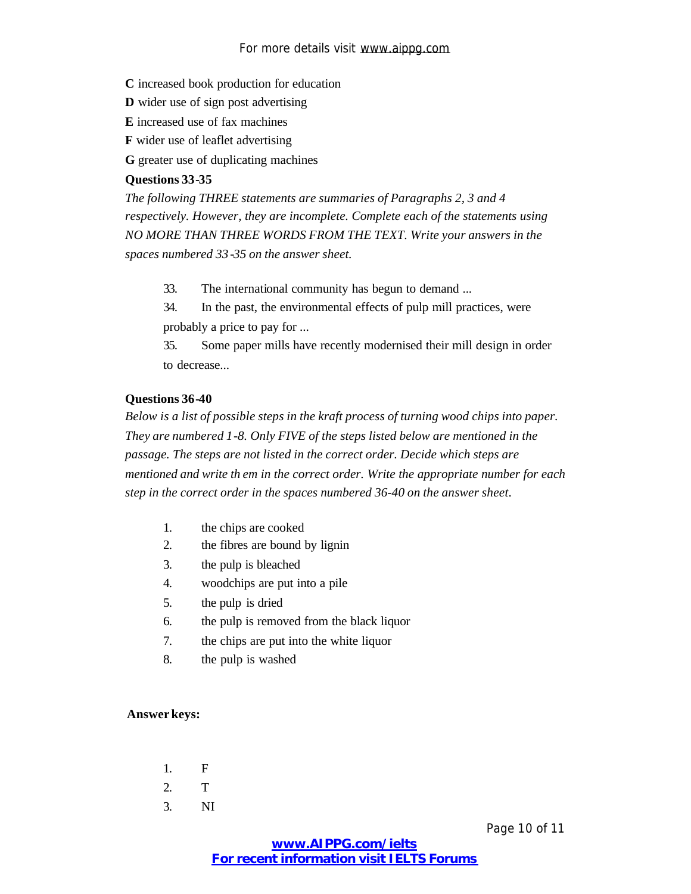**C** increased book production for education

**D** wider use of sign post advertising

**E** increased use of fax machines

**F** wider use of leaflet advertising

**G** greater use of duplicating machines

**Questions 33-35**

*The following THREE statements are summaries of Paragraphs 2, 3 and 4 respectively. However, they are incomplete. Complete each of the statements using NO MORE THAN THREE WORDS FROM THE TEXT. Write your answers in the spaces numbered 33-35 on the answer sheet.*

33. The international community has begun to demand ...
34. In the past, the environmental effects of pulp mill practices, were probably a price to pay for ...
35. Some paper mills have recently modernised their mill design in order to decrease...

**Questions 36-40**

*Below is a list of possible steps in the kraft process of turning wood chips into paper. They are numbered 1-8. Only FIVE of the steps listed below are mentioned in the passage. The steps are not listed in the correct order. Decide which steps are mentioned and write th em in the correct order. Write the appropriate number for each step in the correct order in the spaces numbered 36-40 on the answer sheet.*

1. the chips are cooked
2. the fibres are bound by lignin
3. the pulp is bleached
4. woodchips are put into a pile
5. the pulp is dried
6. the pulp is removed from the black liquor
7. the chips are put into the white liquor
8. the pulp is washed

**Answer keys:**

1. F
2. T
3. NI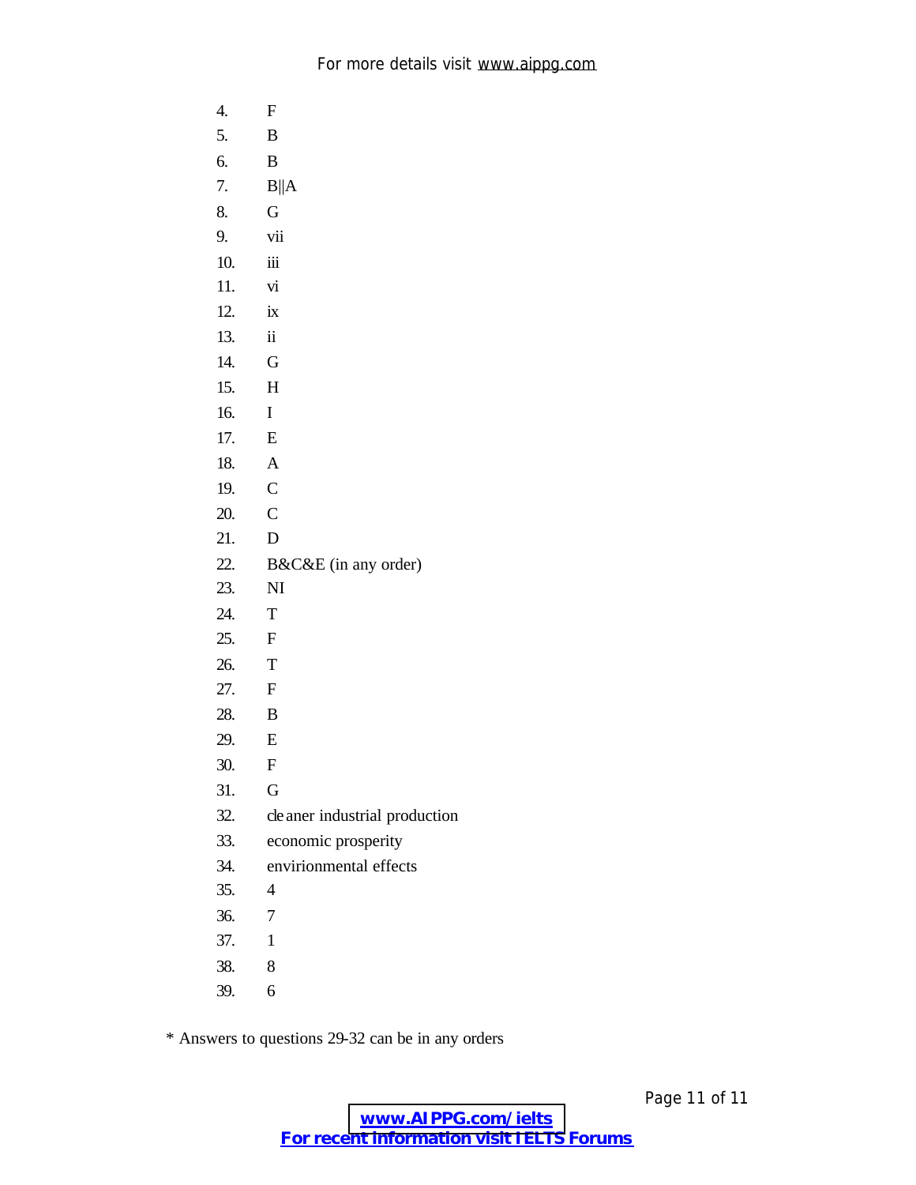4. F
5. B
6. B
7. B||A
8. G
9. vii
10. iii
11. vi
12. ix
13. ii
14. G
15. H
16. I
17. E
18. A
19. C
20. C
21. D
22. B&C&E (in any order)
23. NI
24. T
25. F
26. T
27. F
28. B
29. E
30. F
31. G
32. cleaner industrial production
33. economic prosperity
34. envirionmental effects
35. 4
36. 7
37. 1
38. 8
39. 6

* Answers to questions 29-32 can be in any orders